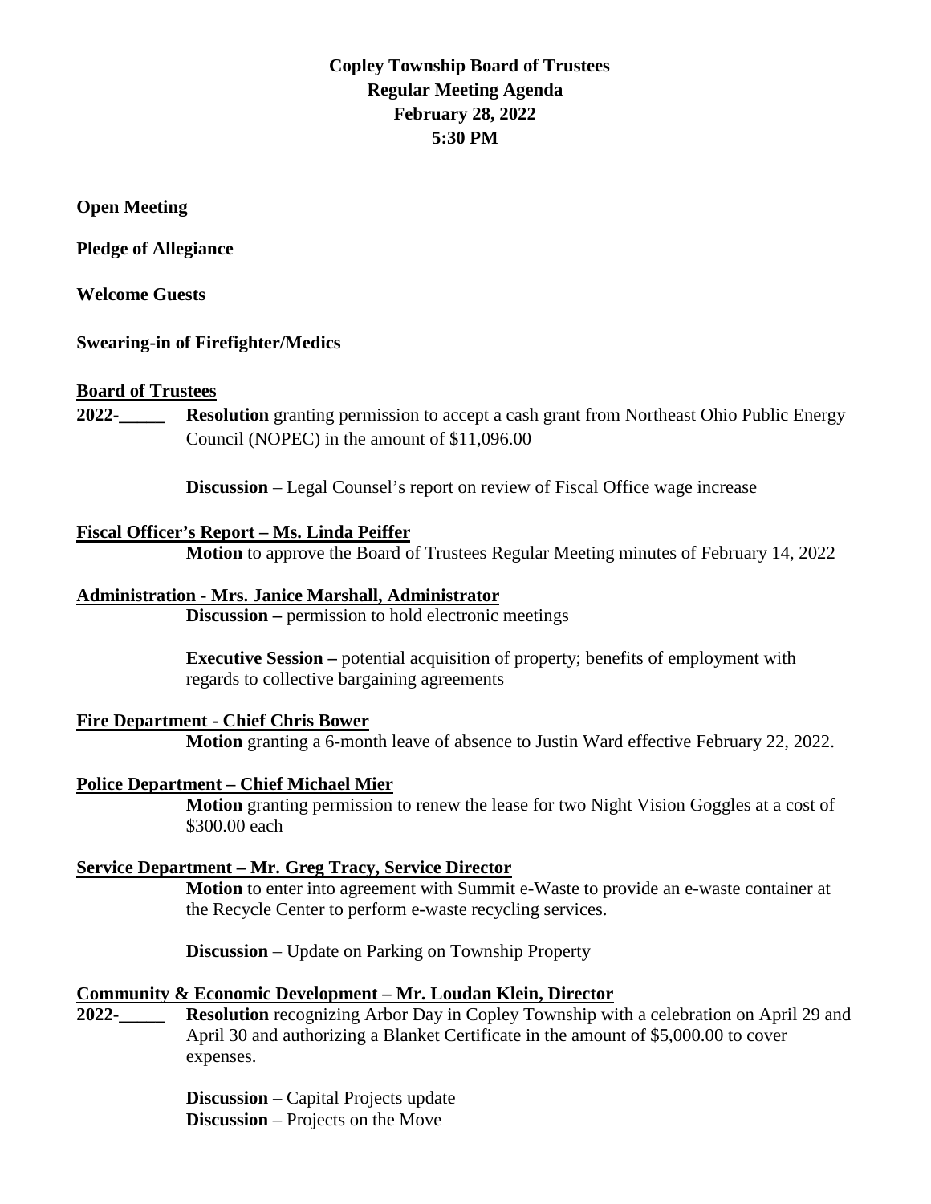**Copley Township Board of Trustees**
**Regular Meeting Agenda**
**February 28, 2022**
**5:30 PM**

**Open Meeting**

**Pledge of Allegiance**

**Welcome Guests**

**Swearing-in of Firefighter/Medics**

**Board of Trustees**

**2022-_____** **Resolution** granting permission to accept a cash grant from Northeast Ohio Public Energy Council (NOPEC) in the amount of $11,096.00

**Discussion** – Legal Counsel's report on review of Fiscal Office wage increase

**Fiscal Officer's Report – Ms. Linda Peiffer**

**Motion** to approve the Board of Trustees Regular Meeting minutes of February 14, 2022

**Administration - Mrs. Janice Marshall, Administrator**

**Discussion –** permission to hold electronic meetings

**Executive Session –** potential acquisition of property; benefits of employment with regards to collective bargaining agreements

**Fire Department - Chief Chris Bower**

**Motion** granting a 6-month leave of absence to Justin Ward effective February 22, 2022.

**Police Department – Chief Michael Mier**

**Motion** granting permission to renew the lease for two Night Vision Goggles at a cost of $300.00 each

**Service Department – Mr. Greg Tracy, Service Director**

**Motion** to enter into agreement with Summit e-Waste to provide an e-waste container at the Recycle Center to perform e-waste recycling services.

**Discussion** – Update on Parking on Township Property

**Community & Economic Development – Mr. Loudan Klein, Director**

**2022-_____** **Resolution** recognizing Arbor Day in Copley Township with a celebration on April 29 and April 30 and authorizing a Blanket Certificate in the amount of $5,000.00 to cover expenses.

**Discussion** – Capital Projects update
**Discussion** – Projects on the Move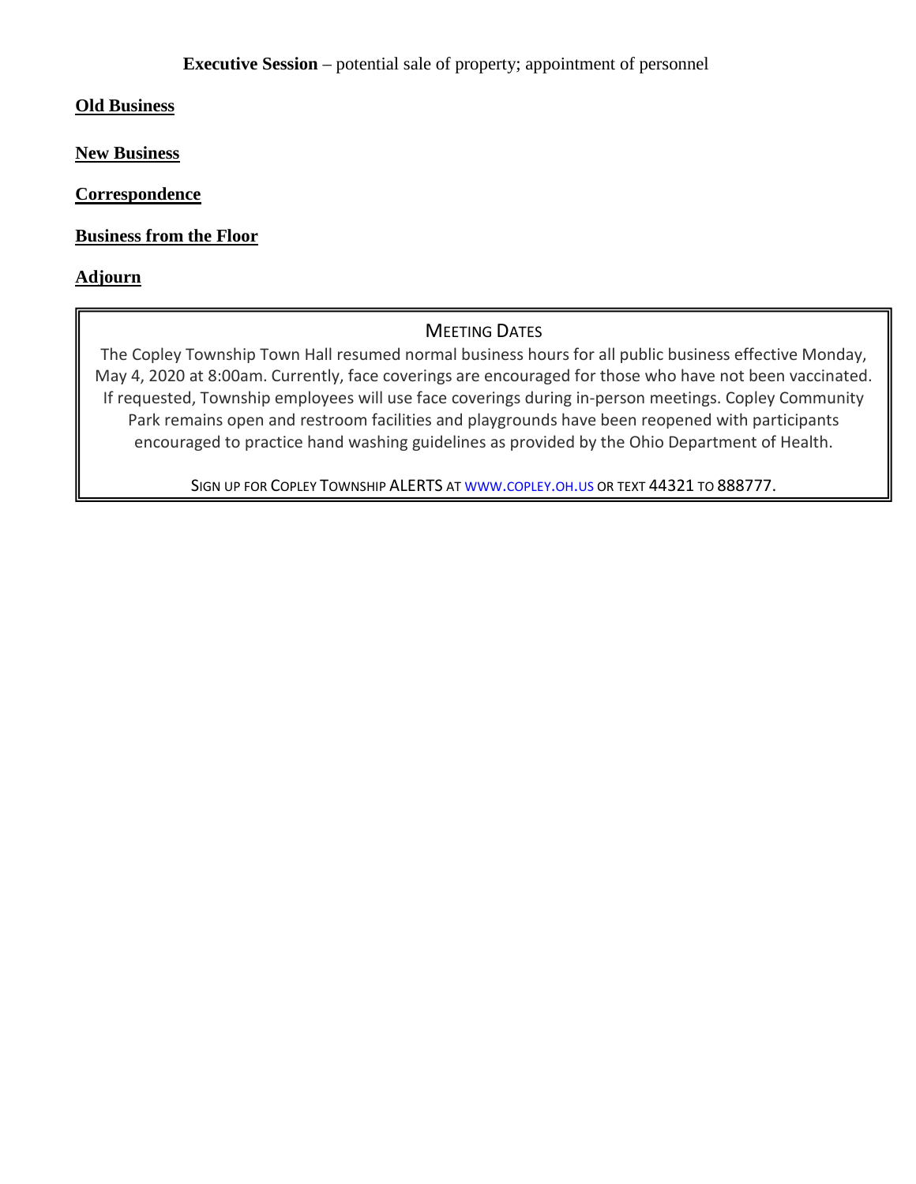**Executive Session** – potential sale of property; appointment of personnel

**Old Business**

**New Business**

**Correspondence**

**Business from the Floor**

**Adjourn**

MEETING DATES

The Copley Township Town Hall resumed normal business hours for all public business effective Monday, May 4, 2020 at 8:00am. Currently, face coverings are encouraged for those who have not been vaccinated. If requested, Township employees will use face coverings during in-person meetings. Copley Community Park remains open and restroom facilities and playgrounds have been reopened with participants encouraged to practice hand washing guidelines as provided by the Ohio Department of Health.

SIGN UP FOR COPLEY TOWNSHIP ALERTS AT WWW.COPLEY.OH.US OR TEXT 44321 TO 888777.